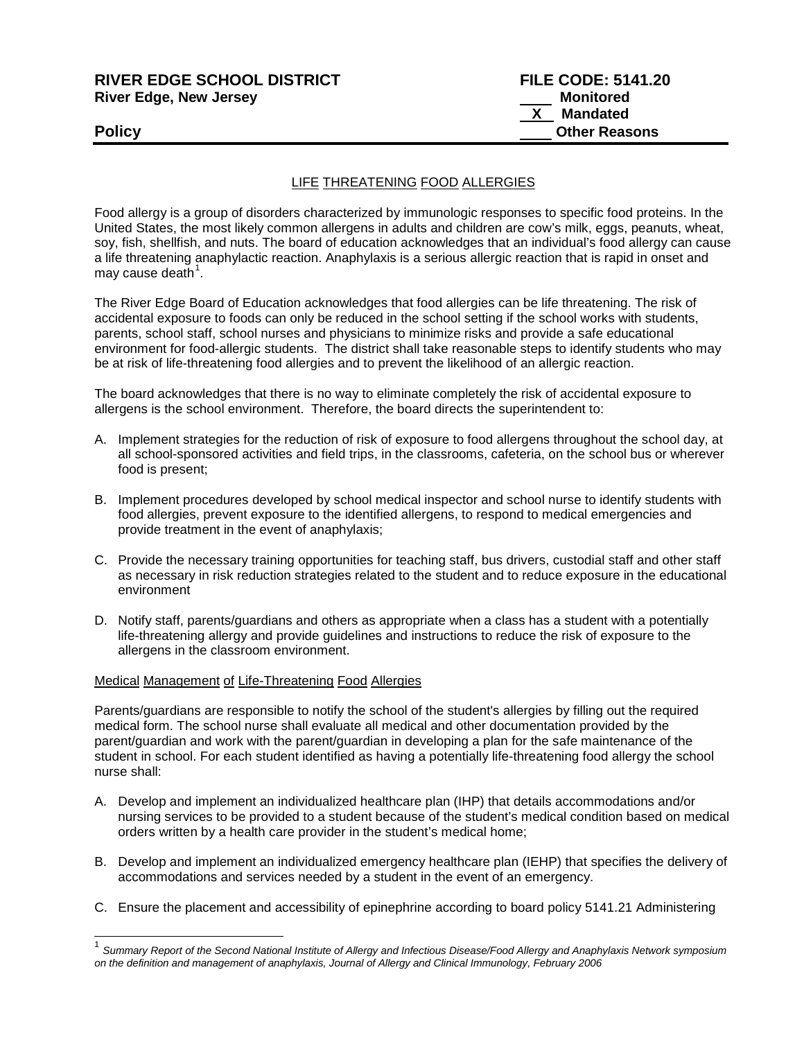**RIVER EDGE SCHOOL DISTRICT**
**River Edge, New Jersey**

**Policy**

**FILE CODE: 5141.20**
____ Monitored
__X__ Mandated
____ Other Reasons

LIFE THREATENING FOOD ALLERGIES

Food allergy is a group of disorders characterized by immunologic responses to specific food proteins. In the United States, the most likely common allergens in adults and children are cow's milk, eggs, peanuts, wheat, soy, fish, shellfish, and nuts. The board of education acknowledges that an individual's food allergy can cause a life threatening anaphylactic reaction. Anaphylaxis is a serious allergic reaction that is rapid in onset and may cause death[1].

The River Edge Board of Education acknowledges that food allergies can be life threatening. The risk of accidental exposure to foods can only be reduced in the school setting if the school works with students, parents, school staff, school nurses and physicians to minimize risks and provide a safe educational environment for food-allergic students. The district shall take reasonable steps to identify students who may be at risk of life-threatening food allergies and to prevent the likelihood of an allergic reaction.

The board acknowledges that there is no way to eliminate completely the risk of accidental exposure to allergens is the school environment. Therefore, the board directs the superintendent to:

A. Implement strategies for the reduction of risk of exposure to food allergens throughout the school day, at all school-sponsored activities and field trips, in the classrooms, cafeteria, on the school bus or wherever food is present;

B. Implement procedures developed by school medical inspector and school nurse to identify students with food allergies, prevent exposure to the identified allergens, to respond to medical emergencies and provide treatment in the event of anaphylaxis;

C. Provide the necessary training opportunities for teaching staff, bus drivers, custodial staff and other staff as necessary in risk reduction strategies related to the student and to reduce exposure in the educational environment

D. Notify staff, parents/guardians and others as appropriate when a class has a student with a potentially life-threatening allergy and provide guidelines and instructions to reduce the risk of exposure to the allergens in the classroom environment.

Medical Management of Life-Threatening Food Allergies

Parents/guardians are responsible to notify the school of the student's allergies by filling out the required medical form. The school nurse shall evaluate all medical and other documentation provided by the parent/guardian and work with the parent/guardian in developing a plan for the safe maintenance of the student in school. For each student identified as having a potentially life-threatening food allergy the school nurse shall:

A. Develop and implement an individualized healthcare plan (IHP) that details accommodations and/or nursing services to be provided to a student because of the student's medical condition based on medical orders written by a health care provider in the student's medical home;

B. Develop and implement an individualized emergency healthcare plan (IEHP) that specifies the delivery of accommodations and services needed by a student in the event of an emergency.

C. Ensure the placement and accessibility of epinephrine according to board policy 5141.21 Administering

[1] *Summary Report of the Second National Institute of Allergy and Infectious Disease/Food Allergy and Anaphylaxis Network symposium on the definition and management of anaphylaxis, Journal of Allergy and Clinical Immunology, February 2006*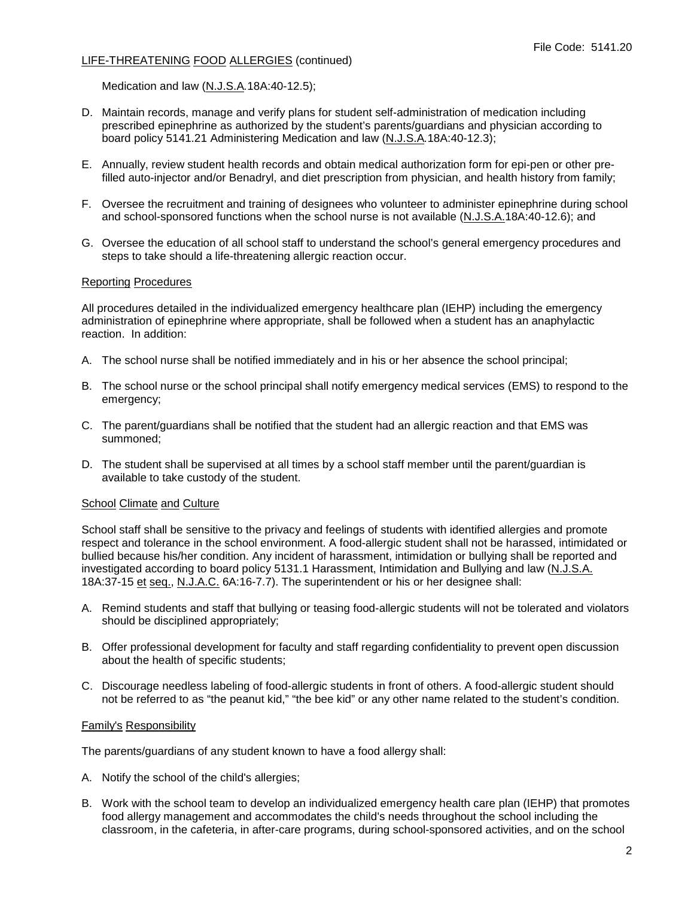Medication and law (N.J.S.A.18A:40-12.5);

D. Maintain records, manage and verify plans for student self-administration of medication including prescribed epinephrine as authorized by the student's parents/guardians and physician according to board policy 5141.21 Administering Medication and law (N.J.S.A.18A:40-12.3);

E. Annually, review student health records and obtain medical authorization form for epi-pen or other pre-filled auto-injector and/or Benadryl, and diet prescription from physician, and health history from family;

F. Oversee the recruitment and training of designees who volunteer to administer epinephrine during school and school-sponsored functions when the school nurse is not available (N.J.S.A.18A:40-12.6); and

G. Oversee the education of all school staff to understand the school's general emergency procedures and steps to take should a life-threatening allergic reaction occur.

## Reporting Procedures

All procedures detailed in the individualized emergency healthcare plan (IEHP) including the emergency administration of epinephrine where appropriate, shall be followed when a student has an anaphylactic reaction. In addition:

A. The school nurse shall be notified immediately and in his or her absence the school principal;

B. The school nurse or the school principal shall notify emergency medical services (EMS) to respond to the emergency;

C. The parent/guardians shall be notified that the student had an allergic reaction and that EMS was summoned;

D. The student shall be supervised at all times by a school staff member until the parent/guardian is available to take custody of the student.

## School Climate and Culture

School staff shall be sensitive to the privacy and feelings of students with identified allergies and promote respect and tolerance in the school environment. A food-allergic student shall not be harassed, intimidated or bullied because his/her condition. Any incident of harassment, intimidation or bullying shall be reported and investigated according to board policy 5131.1 Harassment, Intimidation and Bullying and law (N.J.S.A. 18A:37-15 et seq., N.J.A.C. 6A:16-7.7). The superintendent or his or her designee shall:

A. Remind students and staff that bullying or teasing food-allergic students will not be tolerated and violators should be disciplined appropriately;

B. Offer professional development for faculty and staff regarding confidentiality to prevent open discussion about the health of specific students;

C. Discourage needless labeling of food-allergic students in front of others. A food-allergic student should not be referred to as "the peanut kid," "the bee kid" or any other name related to the student's condition.

## Family's Responsibility

The parents/guardians of any student known to have a food allergy shall:

A. Notify the school of the child's allergies;

B. Work with the school team to develop an individualized emergency health care plan (IEHP) that promotes food allergy management and accommodates the child's needs throughout the school including the classroom, in the cafeteria, in after-care programs, during school-sponsored activities, and on the school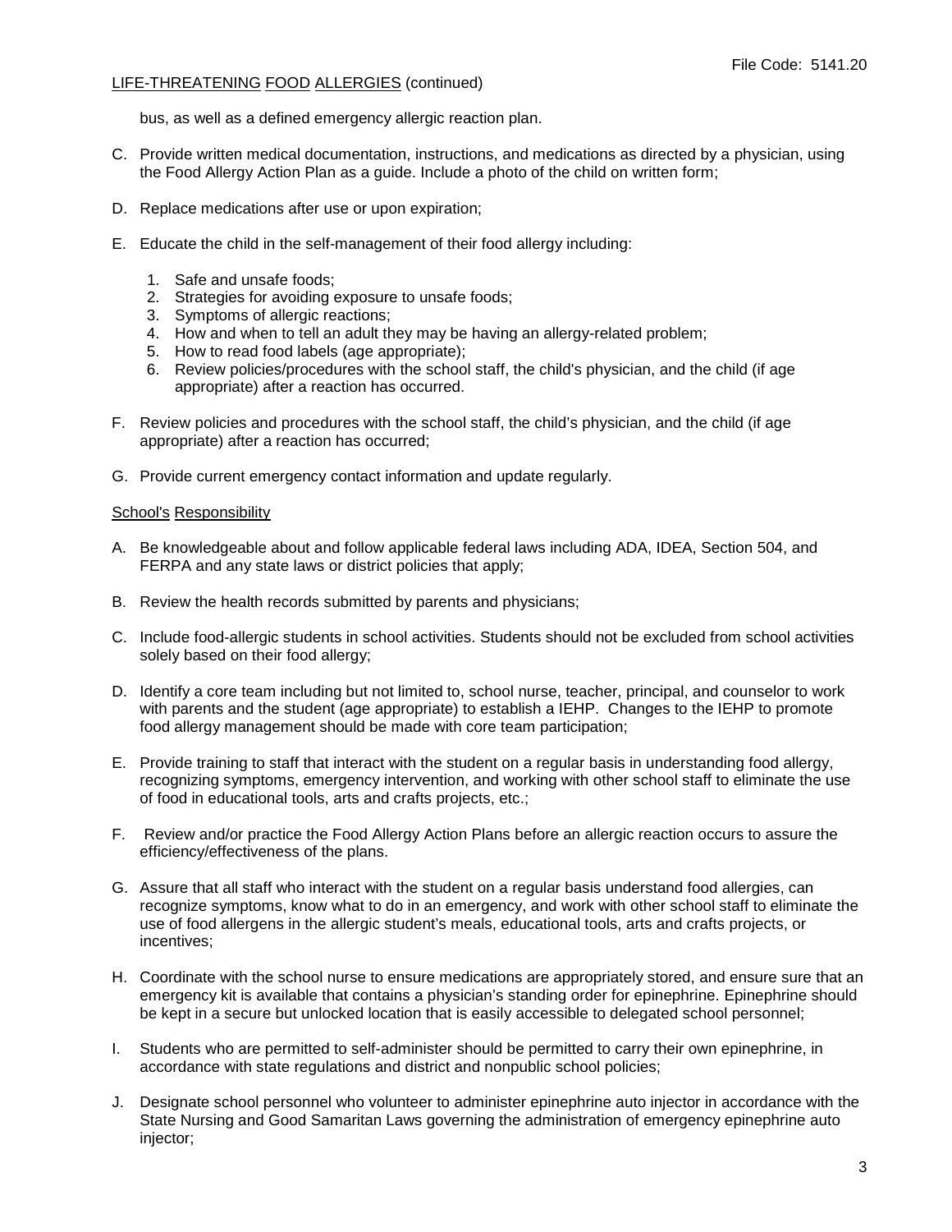bus, as well as a defined emergency allergic reaction plan.

C. Provide written medical documentation, instructions, and medications as directed by a physician, using the Food Allergy Action Plan as a guide. Include a photo of the child on written form;

D. Replace medications after use or upon expiration;

E. Educate the child in the self-management of their food allergy including:

   1. Safe and unsafe foods;
   2. Strategies for avoiding exposure to unsafe foods;
   3. Symptoms of allergic reactions;
   4. How and when to tell an adult they may be having an allergy-related problem;
   5. How to read food labels (age appropriate);
   6. Review policies/procedures with the school staff, the child's physician, and the child (if age appropriate) after a reaction has occurred.

F. Review policies and procedures with the school staff, the child's physician, and the child (if age appropriate) after a reaction has occurred;

G. Provide current emergency contact information and update regularly.

School's Responsibility

A. Be knowledgeable about and follow applicable federal laws including ADA, IDEA, Section 504, and FERPA and any state laws or district policies that apply;

B. Review the health records submitted by parents and physicians;

C. Include food-allergic students in school activities. Students should not be excluded from school activities solely based on their food allergy;

D. Identify a core team including but not limited to, school nurse, teacher, principal, and counselor to work with parents and the student (age appropriate) to establish a IEHP. Changes to the IEHP to promote food allergy management should be made with core team participation;

E. Provide training to staff that interact with the student on a regular basis in understanding food allergy, recognizing symptoms, emergency intervention, and working with other school staff to eliminate the use of food in educational tools, arts and crafts projects, etc.;

F. Review and/or practice the Food Allergy Action Plans before an allergic reaction occurs to assure the efficiency/effectiveness of the plans.

G. Assure that all staff who interact with the student on a regular basis understand food allergies, can recognize symptoms, know what to do in an emergency, and work with other school staff to eliminate the use of food allergens in the allergic student's meals, educational tools, arts and crafts projects, or incentives;

H. Coordinate with the school nurse to ensure medications are appropriately stored, and ensure sure that an emergency kit is available that contains a physician's standing order for epinephrine. Epinephrine should be kept in a secure but unlocked location that is easily accessible to delegated school personnel;

I. Students who are permitted to self-administer should be permitted to carry their own epinephrine, in accordance with state regulations and district and nonpublic school policies;

J. Designate school personnel who volunteer to administer epinephrine auto injector in accordance with the State Nursing and Good Samaritan Laws governing the administration of emergency epinephrine auto injector;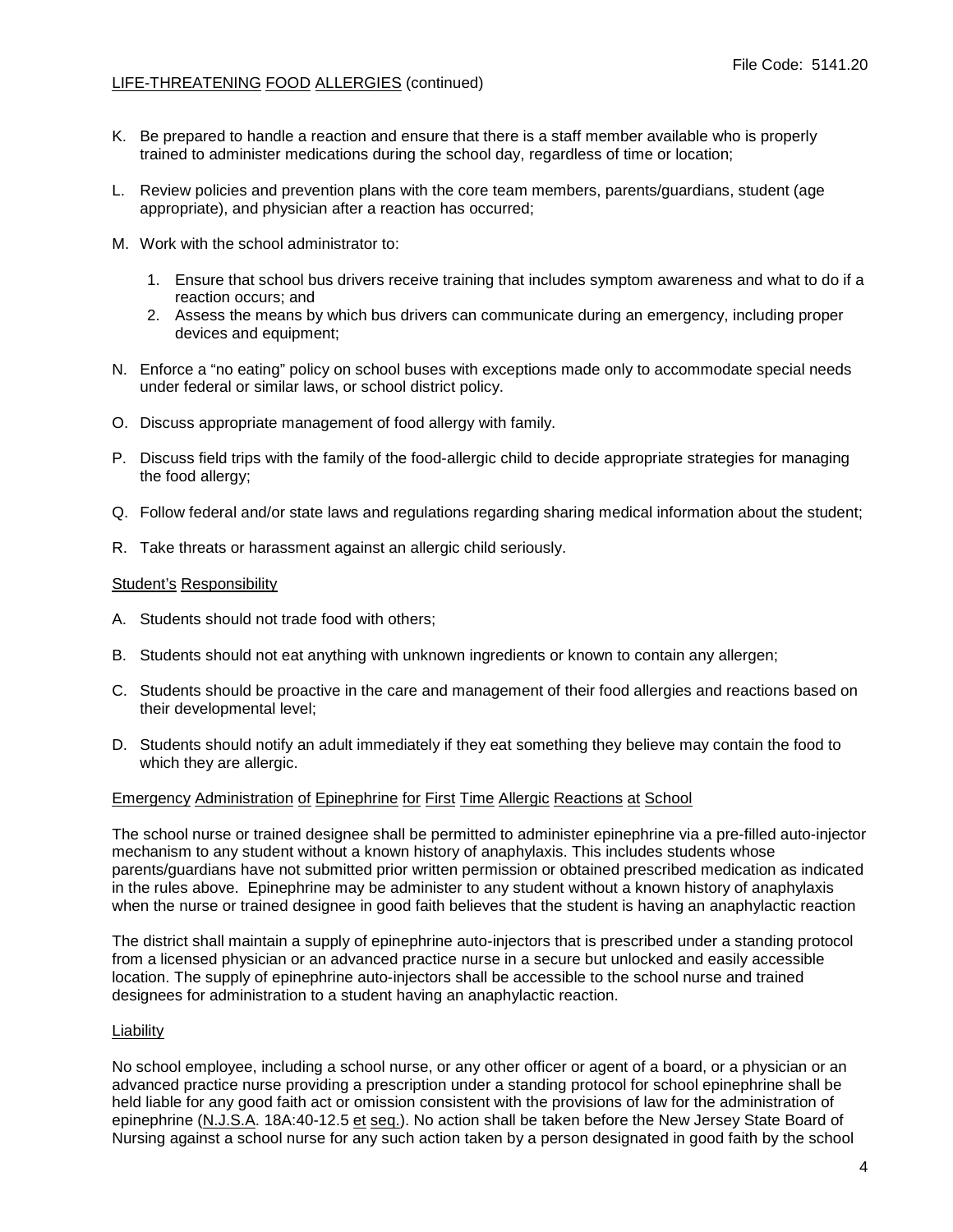K. Be prepared to handle a reaction and ensure that there is a staff member available who is properly trained to administer medications during the school day, regardless of time or location;

L. Review policies and prevention plans with the core team members, parents/guardians, student (age appropriate), and physician after a reaction has occurred;

M. Work with the school administrator to:

   1. Ensure that school bus drivers receive training that includes symptom awareness and what to do if a reaction occurs; and
   2. Assess the means by which bus drivers can communicate during an emergency, including proper devices and equipment;

N. Enforce a "no eating" policy on school buses with exceptions made only to accommodate special needs under federal or similar laws, or school district policy.

O. Discuss appropriate management of food allergy with family.

P. Discuss field trips with the family of the food-allergic child to decide appropriate strategies for managing the food allergy;

Q. Follow federal and/or state laws and regulations regarding sharing medical information about the student;

R. Take threats or harassment against an allergic child seriously.

Student's Responsibility

A. Students should not trade food with others;

B. Students should not eat anything with unknown ingredients or known to contain any allergen;

C. Students should be proactive in the care and management of their food allergies and reactions based on their developmental level;

D. Students should notify an adult immediately if they eat something they believe may contain the food to which they are allergic.

Emergency Administration of Epinephrine for First Time Allergic Reactions at School

The school nurse or trained designee shall be permitted to administer epinephrine via a pre-filled auto-injector mechanism to any student without a known history of anaphylaxis. This includes students whose parents/guardians have not submitted prior written permission or obtained prescribed medication as indicated in the rules above. Epinephrine may be administer to any student without a known history of anaphylaxis when the nurse or trained designee in good faith believes that the student is having an anaphylactic reaction

The district shall maintain a supply of epinephrine auto-injectors that is prescribed under a standing protocol from a licensed physician or an advanced practice nurse in a secure but unlocked and easily accessible location. The supply of epinephrine auto-injectors shall be accessible to the school nurse and trained designees for administration to a student having an anaphylactic reaction.

Liability

No school employee, including a school nurse, or any other officer or agent of a board, or a physician or an advanced practice nurse providing a prescription under a standing protocol for school epinephrine shall be held liable for any good faith act or omission consistent with the provisions of law for the administration of epinephrine (N.J.S.A. 18A:40-12.5 et seq.). No action shall be taken before the New Jersey State Board of Nursing against a school nurse for any such action taken by a person designated in good faith by the school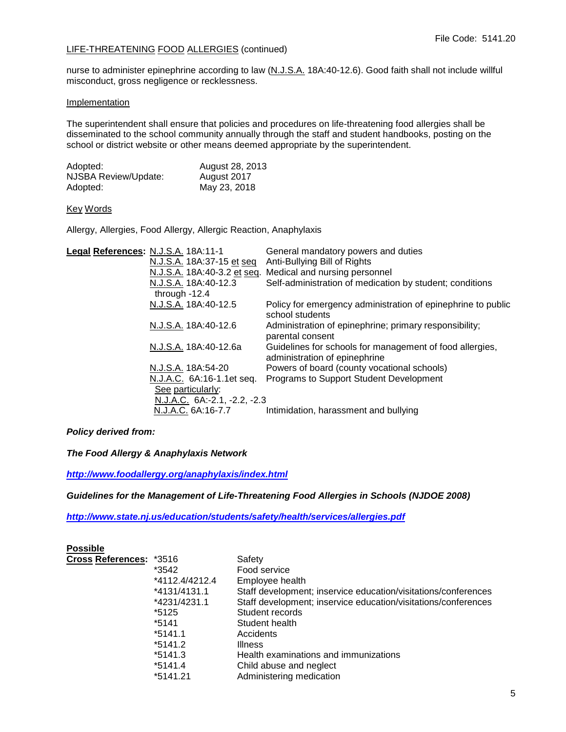LIFE-THREATENING FOOD ALLERGIES (continued)

nurse to administer epinephrine according to law (N.J.S.A. 18A:40-12.6). Good faith shall not include willful misconduct, gross negligence or recklessness.

Implementation

The superintendent shall ensure that policies and procedures on life-threatening food allergies shall be disseminated to the school community annually through the staff and student handbooks, posting on the school or district website or other means deemed appropriate by the superintendent.

| | |
|---|---|
| Adopted: | August 28, 2013 |
| NJSBA Review/Update: | August 2017 |
| Adopted: | May 23, 2018 |

Key Words

Allergy, Allergies, Food Allergy, Allergic Reaction, Anaphylaxis

| **Legal References:** | | |
|---|---|---|
| | N.J.S.A. 18A:11-1 | General mandatory powers and duties |
| | N.J.S.A. 18A:37-15 et seq | Anti-Bullying Bill of Rights |
| | N.J.S.A. 18A:40-3.2 et seq. | Medical and nursing personnel |
| | N.J.S.A. 18A:40-12.3 through -12.4 | Self-administration of medication by student; conditions |
| | N.J.S.A. 18A:40-12.5 | Policy for emergency administration of epinephrine to public school students |
| | N.J.S.A. 18A:40-12.6 | Administration of epinephrine; primary responsibility; parental consent |
| | N.J.S.A. 18A:40-12.6a | Guidelines for schools for management of food allergies, administration of epinephrine |
| | N.J.S.A. 18A:54-20 | Powers of board (county vocational schools) |
| | N.J.A.C. 6A:16-1.1et seq. | Programs to Support Student Development |
| | See particularly: N.J.A.C. 6A:-2.1, -2.2, -2.3 | |
| | N.J.A.C. 6A:16-7.7 | Intimidation, harassment and bullying |

***Policy derived from:***

***The Food Allergy & Anaphylaxis Network***

***http://www.foodallergy.org/anaphylaxis/index.html***

***Guidelines for the Management of Life-Threatening Food Allergies in Schools (NJDOE 2008)***

***http://www.state.nj.us/education/students/safety/health/services/allergies.pdf***

| **Possible Cross References:** | | |
|---|---|---|
| | *3516 | Safety |
| | *3542 | Food service |
| | *4112.4/4212.4 | Employee health |
| | *4131/4131.1 | Staff development; inservice education/visitations/conferences |
| | *4231/4231.1 | Staff development; inservice education/visitations/conferences |
| | *5125 | Student records |
| | *5141 | Student health |
| | *5141.1 | Accidents |
| | *5141.2 | Illness |
| | *5141.3 | Health examinations and immunizations |
| | *5141.4 | Child abuse and neglect |
| | *5141.21 | Administering medication |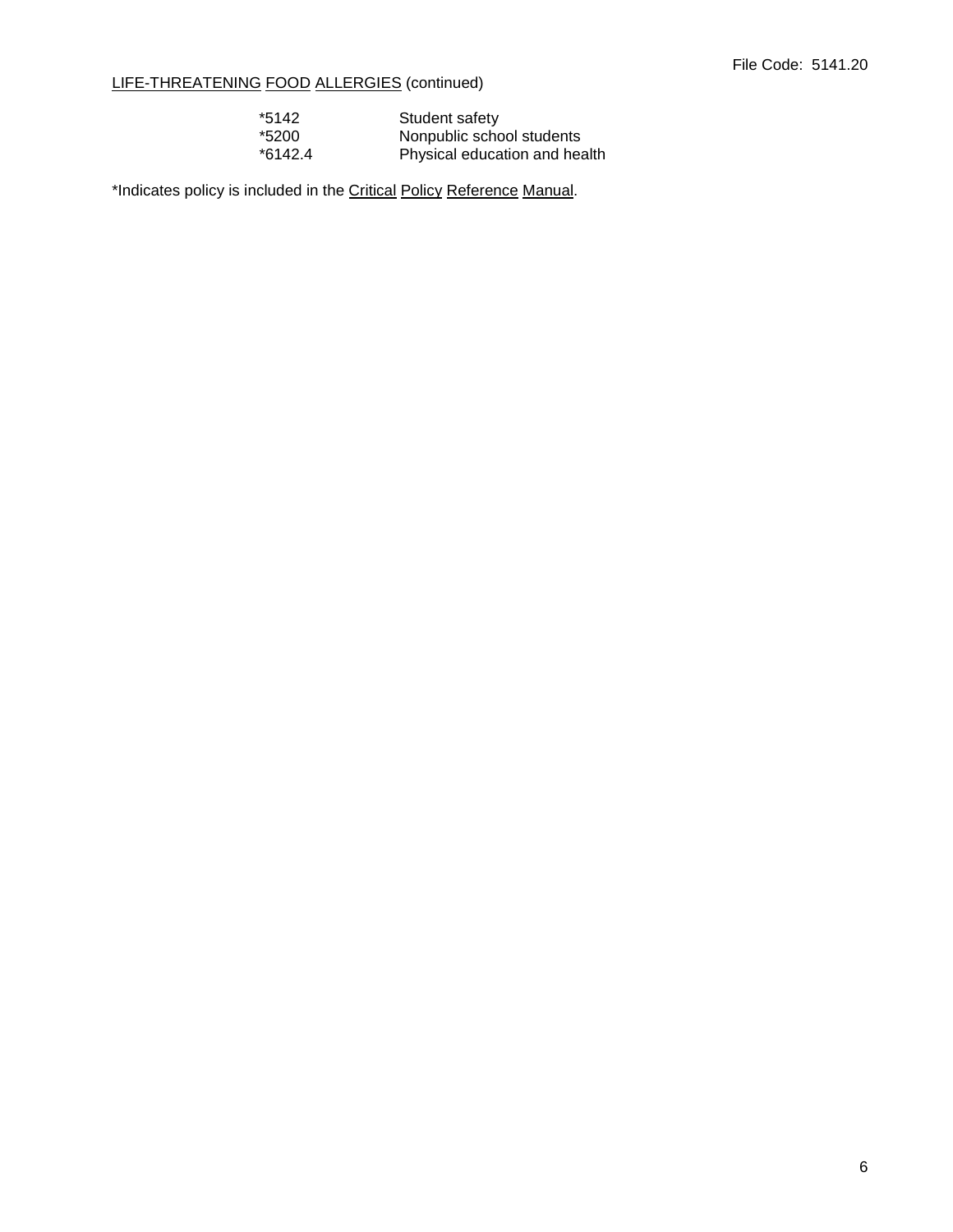LIFE-THREATENING FOOD ALLERGIES (continued)

| | |
|---|---|
| *5142 | Student safety |
| *5200 | Nonpublic school students |
| *6142.4 | Physical education and health |

*Indicates policy is included in the Critical Policy Reference Manual.